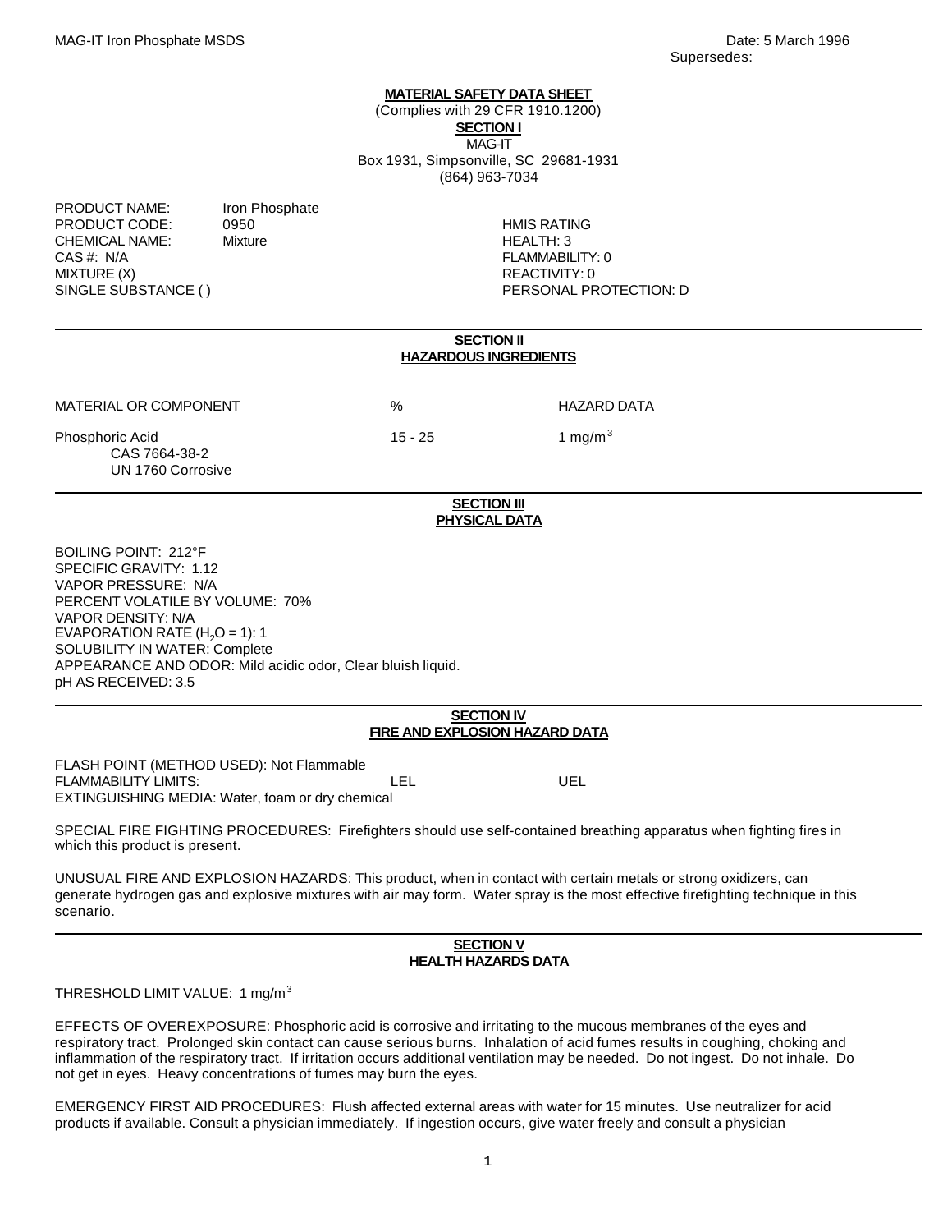MAG-IT Iron Phosphate MSDS

Date: 5 March 1996
Supersedes:

# MATERIAL SAFETY DATA SHEET

(Complies with 29 CFR 1910.1200)

## SECTION I

MAG-IT
Box 1931, Simpsonville, SC 29681-1931
(864) 963-7034

PRODUCT NAME: Iron Phosphate
PRODUCT CODE: 0950
CHEMICAL NAME: Mixture
CAS #: N/A
MIXTURE (X)
SINGLE SUBSTANCE ( )

HMIS RATING
HEALTH: 3
FLAMMABILITY: 0
REACTIVITY: 0
PERSONAL PROTECTION: D

## SECTION II
## HAZARDOUS INGREDIENTS

| MATERIAL OR COMPONENT | % | HAZARD DATA |
|---|---|---|
| Phosphoric Acid<br>CAS 7664-38-2<br>UN 1760 Corrosive | 15 - 25 | 1 $mg/m^3$ |

## SECTION III
## PHYSICAL DATA

BOILING POINT: 212°F
SPECIFIC GRAVITY: 1.12
VAPOR PRESSURE: N/A
PERCENT VOLATILE BY VOLUME: 70%
VAPOR DENSITY: N/A
EVAPORATION RATE ($H_2O$ = 1): 1
SOLUBILITY IN WATER: Complete
APPEARANCE AND ODOR: Mild acidic odor, Clear bluish liquid.
pH AS RECEIVED: 3.5

## SECTION IV
## FIRE AND EXPLOSION HAZARD DATA

FLASH POINT (METHOD USED): Not Flammable
FLAMMABILITY LIMITS: LEL UEL
EXTINGUISHING MEDIA: Water, foam or dry chemical

SPECIAL FIRE FIGHTING PROCEDURES: Firefighters should use self-contained breathing apparatus when fighting fires in which this product is present.

UNUSUAL FIRE AND EXPLOSION HAZARDS: This product, when in contact with certain metals or strong oxidizers, can generate hydrogen gas and explosive mixtures with air may form. Water spray is the most effective firefighting technique in this scenario.

## SECTION V
## HEALTH HAZARDS DATA

THRESHOLD LIMIT VALUE: 1 $mg/m^3$

EFFECTS OF OVEREXPOSURE: Phosphoric acid is corrosive and irritating to the mucous membranes of the eyes and respiratory tract. Prolonged skin contact can cause serious burns. Inhalation of acid fumes results in coughing, choking and inflammation of the respiratory tract. If irritation occurs additional ventilation may be needed. Do not ingest. Do not inhale. Do not get in eyes. Heavy concentrations of fumes may burn the eyes.

EMERGENCY FIRST AID PROCEDURES: Flush affected external areas with water for 15 minutes. Use neutralizer for acid products if available. Consult a physician immediately. If ingestion occurs, give water freely and consult a physician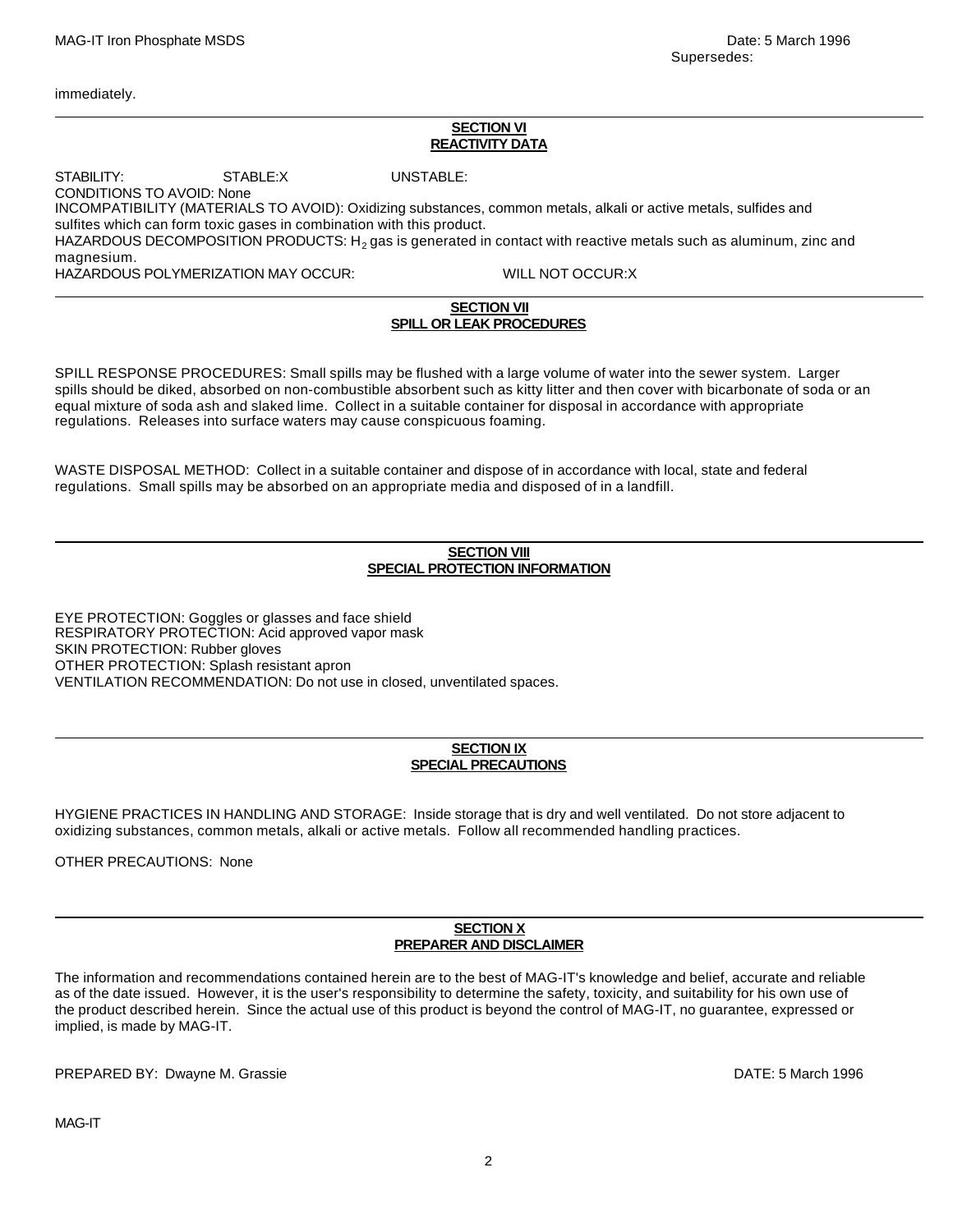immediately.

## SECTION VI
## REACTIVITY DATA

STABILITY: STABLE:X UNSTABLE:

CONDITIONS TO AVOID: None

INCOMPATIBILITY (MATERIALS TO AVOID): Oxidizing substances, common metals, alkali or active metals, sulfides and sulfites which can form toxic gases in combination with this product.

HAZARDOUS DECOMPOSITION PRODUCTS: $H_2$ gas is generated in contact with reactive metals such as aluminum, zinc and magnesium.

HAZARDOUS POLYMERIZATION MAY OCCUR: WILL NOT OCCUR:X

## SECTION VII
## SPILL OR LEAK PROCEDURES

SPILL RESPONSE PROCEDURES: Small spills may be flushed with a large volume of water into the sewer system. Larger spills should be diked, absorbed on non-combustible absorbent such as kitty litter and then cover with bicarbonate of soda or an equal mixture of soda ash and slaked lime. Collect in a suitable container for disposal in accordance with appropriate regulations. Releases into surface waters may cause conspicuous foaming.

WASTE DISPOSAL METHOD: Collect in a suitable container and dispose of in accordance with local, state and federal regulations. Small spills may be absorbed on an appropriate media and disposed of in a landfill.

## SECTION VIII
## SPECIAL PROTECTION INFORMATION

EYE PROTECTION: Goggles or glasses and face shield

RESPIRATORY PROTECTION: Acid approved vapor mask

SKIN PROTECTION: Rubber gloves

OTHER PROTECTION: Splash resistant apron

VENTILATION RECOMMENDATION: Do not use in closed, unventilated spaces.

## SECTION IX
## SPECIAL PRECAUTIONS

HYGIENE PRACTICES IN HANDLING AND STORAGE: Inside storage that is dry and well ventilated. Do not store adjacent to oxidizing substances, common metals, alkali or active metals. Follow all recommended handling practices.

OTHER PRECAUTIONS: None

## SECTION X
## PREPARER AND DISCLAIMER

The information and recommendations contained herein are to the best of MAG-IT's knowledge and belief, accurate and reliable as of the date issued. However, it is the user's responsibility to determine the safety, toxicity, and suitability for his own use of the product described herein. Since the actual use of this product is beyond the control of MAG-IT, no guarantee, expressed or implied, is made by MAG-IT.

PREPARED BY: Dwayne M. Grassie DATE: 5 March 1996

MAG-IT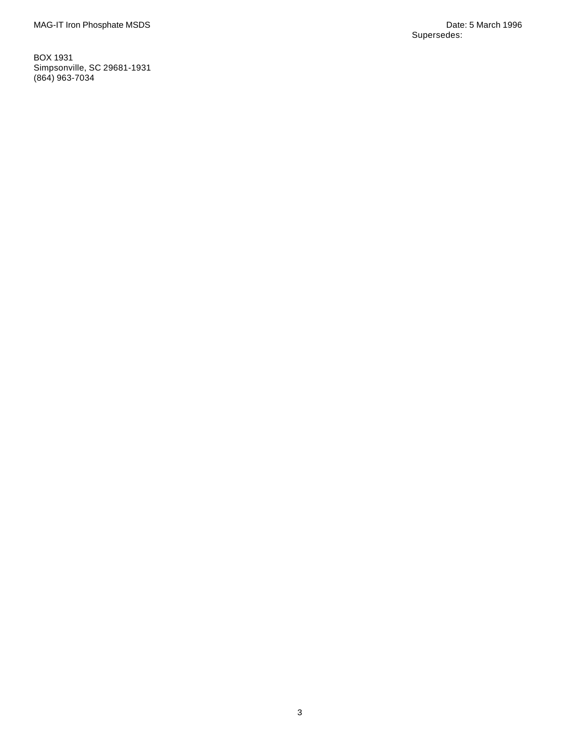BOX 1931
Simpsonville, SC 29681-1931
(864) 963-7034